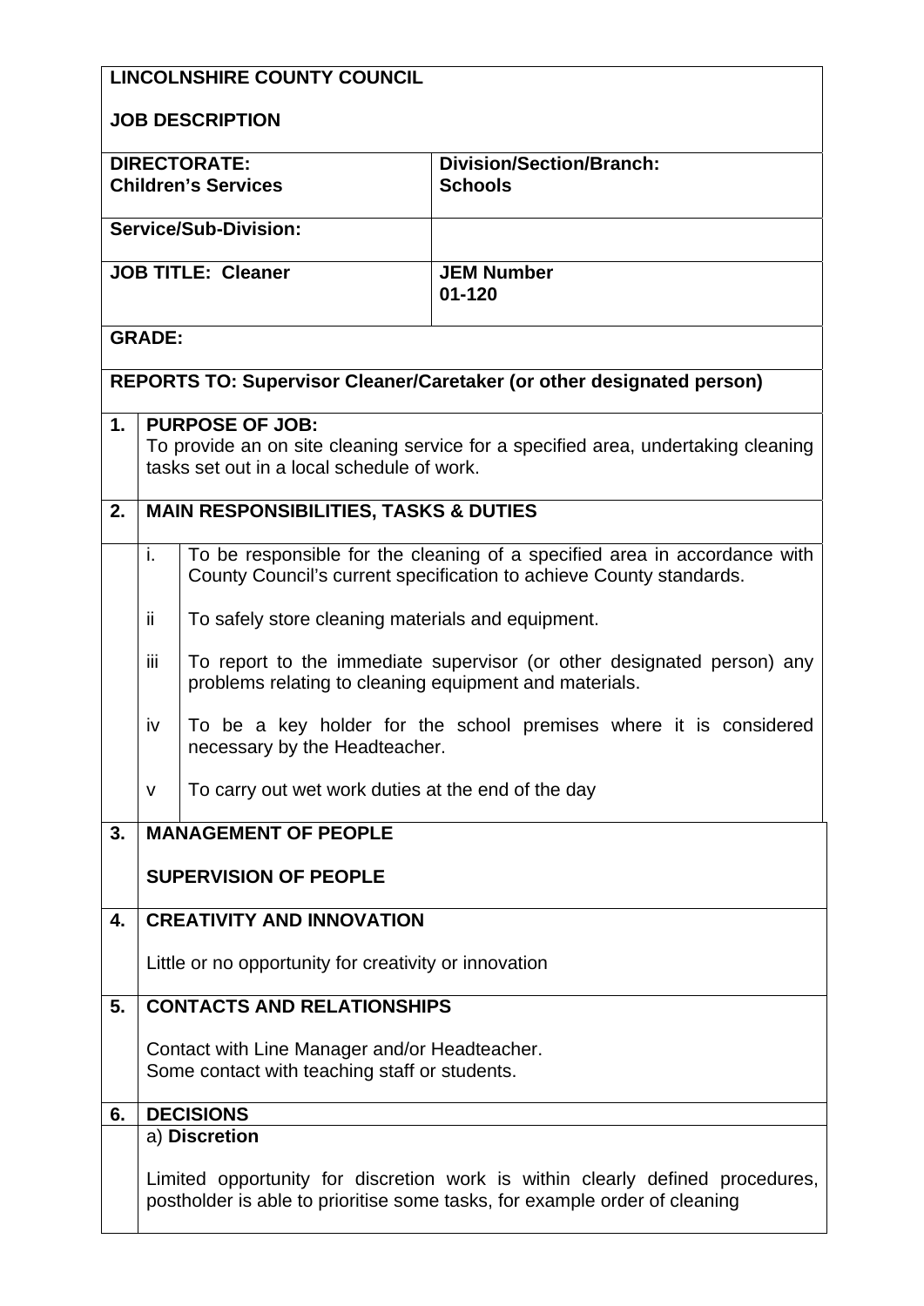**LINCOLNSHIRE COUNTY COUNCIL**

**JOB DESCRIPTION**

| | |
|---|---|
| **DIRECTORATE:** **Children's Services** | **Division/Section/Branch:** **Schools** |
| **Service/Sub-Division:** | |
| **JOB TITLE: Cleaner** | **JEM Number** **01-120** |

**GRADE:**

**REPORTS TO: Supervisor Cleaner/Caretaker (or other designated person)**

## 1. PURPOSE OF JOB:

To provide an on site cleaning service for a specified area, undertaking cleaning tasks set out in a local schedule of work.

## 2. MAIN RESPONSIBILITIES, TASKS & DUTIES

i. To be responsible for the cleaning of a specified area in accordance with County Council's current specification to achieve County standards.

ii To safely store cleaning materials and equipment.

iii To report to the immediate supervisor (or other designated person) any problems relating to cleaning equipment and materials.

iv To be a key holder for the school premises where it is considered necessary by the Headteacher.

v To carry out wet work duties at the end of the day

## 3. MANAGEMENT OF PEOPLE

**SUPERVISION OF PEOPLE**

## 4. CREATIVITY AND INNOVATION

Little or no opportunity for creativity or innovation

## 5. CONTACTS AND RELATIONSHIPS

Contact with Line Manager and/or Headteacher.
Some contact with teaching staff or students.

## 6. DECISIONS

a) **Discretion**

Limited opportunity for discretion work is within clearly defined procedures, postholder is able to prioritise some tasks, for example order of cleaning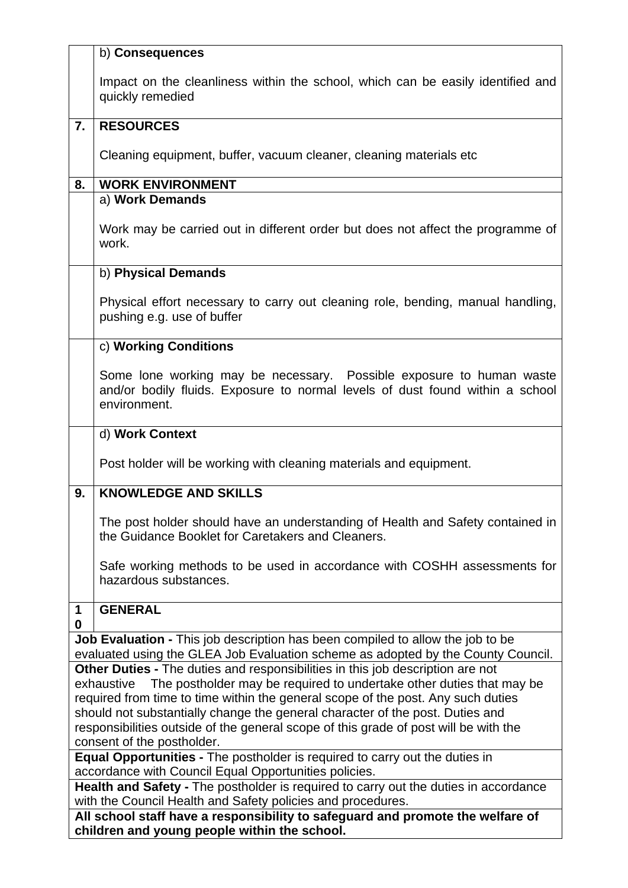| | |
|---|---|
| | b) **Consequences**<br><br>Impact on the cleanliness within the school, which can be easily identified and quickly remedied |
| **7.** | **RESOURCES**<br><br>Cleaning equipment, buffer, vacuum cleaner, cleaning materials etc |
| **8.** | **WORK ENVIRONMENT** |
| | a) **Work Demands**<br><br>Work may be carried out in different order but does not affect the programme of work. |
| | b) **Physical Demands**<br><br>Physical effort necessary to carry out cleaning role, bending, manual handling, pushing e.g. use of buffer |
| | c) **Working Conditions**<br><br>Some lone working may be necessary. Possible exposure to human waste and/or bodily fluids. Exposure to normal levels of dust found within a school environment. |
| | d) **Work Context**<br><br>Post holder will be working with cleaning materials and equipment. |
| **9.** | **KNOWLEDGE AND SKILLS**<br><br>The post holder should have an understanding of Health and Safety contained in the Guidance Booklet for Caretakers and Cleaners.<br><br>Safe working methods to be used in accordance with COSHH assessments for hazardous substances. |
| **10** | **GENERAL** |

**Job Evaluation -** This job description has been compiled to allow the job to be evaluated using the GLEA Job Evaluation scheme as adopted by the County Council.

**Other Duties -** The duties and responsibilities in this job description are not exhaustive The postholder may be required to undertake other duties that may be required from time to time within the general scope of the post. Any such duties should not substantially change the general character of the post. Duties and responsibilities outside of the general scope of this grade of post will be with the consent of the postholder.

**Equal Opportunities -** The postholder is required to carry out the duties in accordance with Council Equal Opportunities policies.

**Health and Safety -** The postholder is required to carry out the duties in accordance with the Council Health and Safety policies and procedures.

**All school staff have a responsibility to safeguard and promote the welfare of children and young people within the school.**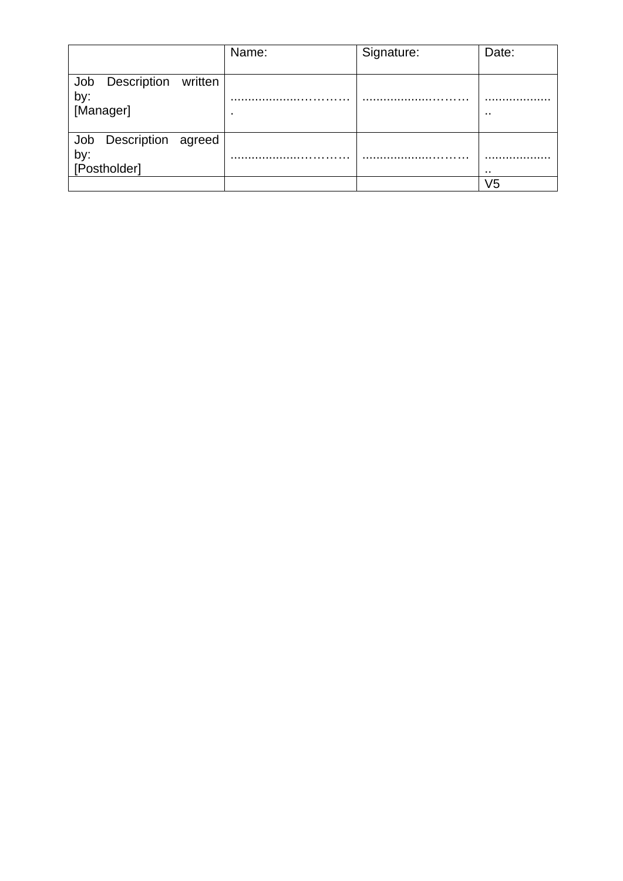| | Name: | Signature: | Date: |
|---|---|---|---|
| Job Description written by: [Manager] | ..................………… . | ...............…..…… | ................... .. |
| Job Description agreed by: [Postholder] | ..................………… | ...............…..…… | ................... .. |
| | | | V5 |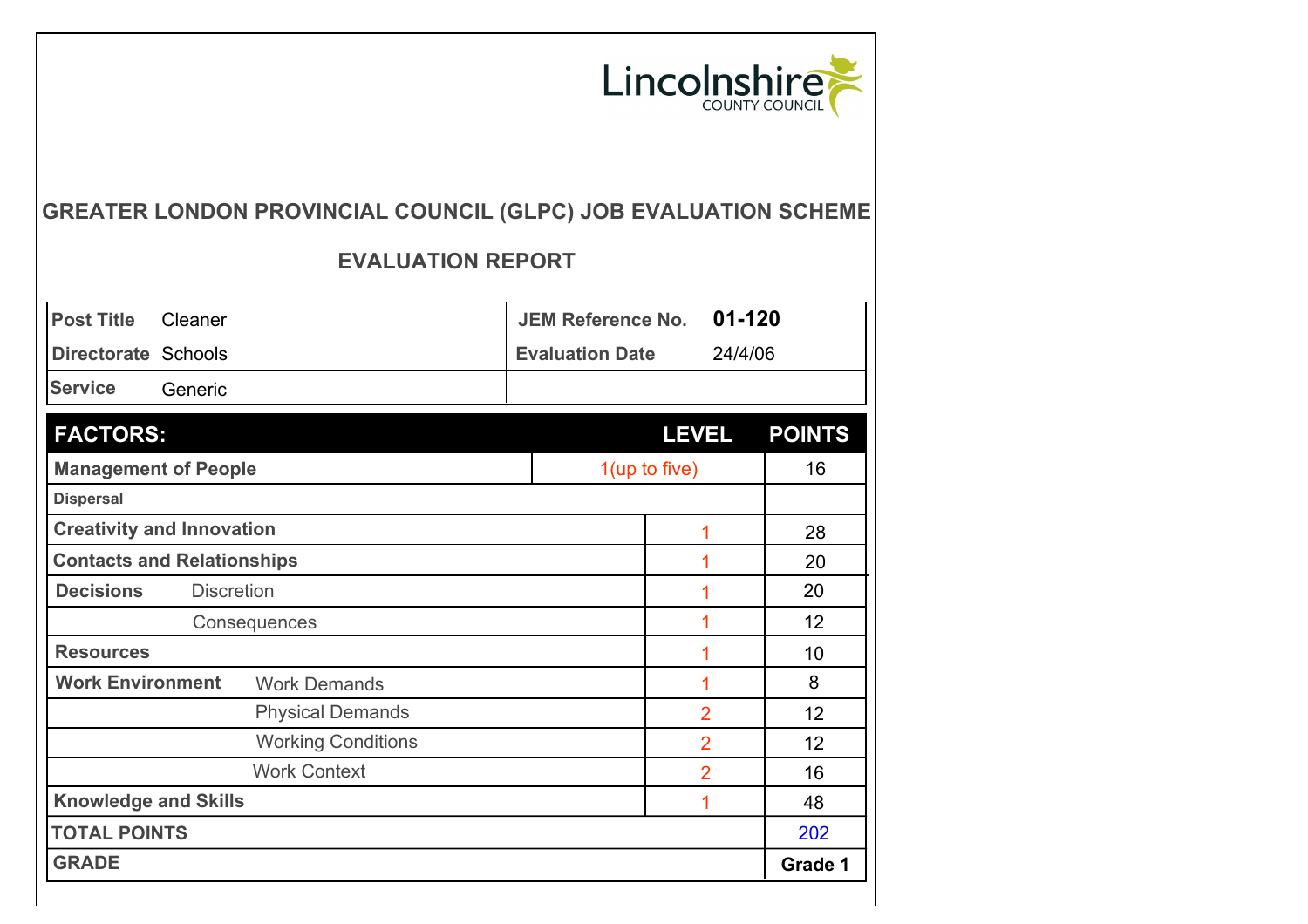Lincolnshire COUNTY COUNCIL

## GREATER LONDON PROVINCIAL COUNCIL (GLPC) JOB EVALUATION SCHEME

## EVALUATION REPORT

| | | | |
|---|---|---|---|
| **Post Title** | Cleaner | **JEM Reference No.** | **01-120** |
| **Directorate** | Schools | **Evaluation Date** | 24/4/06 |
| **Service** | Generic | | |

| **FACTORS:** | | **LEVEL** | **POINTS** |
|---|---|---|---|
| **Management of People** | | 1(up to five) | 16 |
| **Dispersal** | | | |
| **Creativity and Innovation** | | 1 | 28 |
| **Contacts and Relationships** | | 1 | 20 |
| **Decisions** | Discretion | 1 | 20 |
| | Consequences | 1 | 12 |
| **Resources** | | 1 | 10 |
| **Work Environment** | Work Demands | 1 | 8 |
| | Physical Demands | 2 | 12 |
| | Working Conditions | 2 | 12 |
| | Work Context | 2 | 16 |
| **Knowledge and Skills** | | 1 | 48 |
| **TOTAL POINTS** | | | 202 |
| **GRADE** | | | **Grade 1** |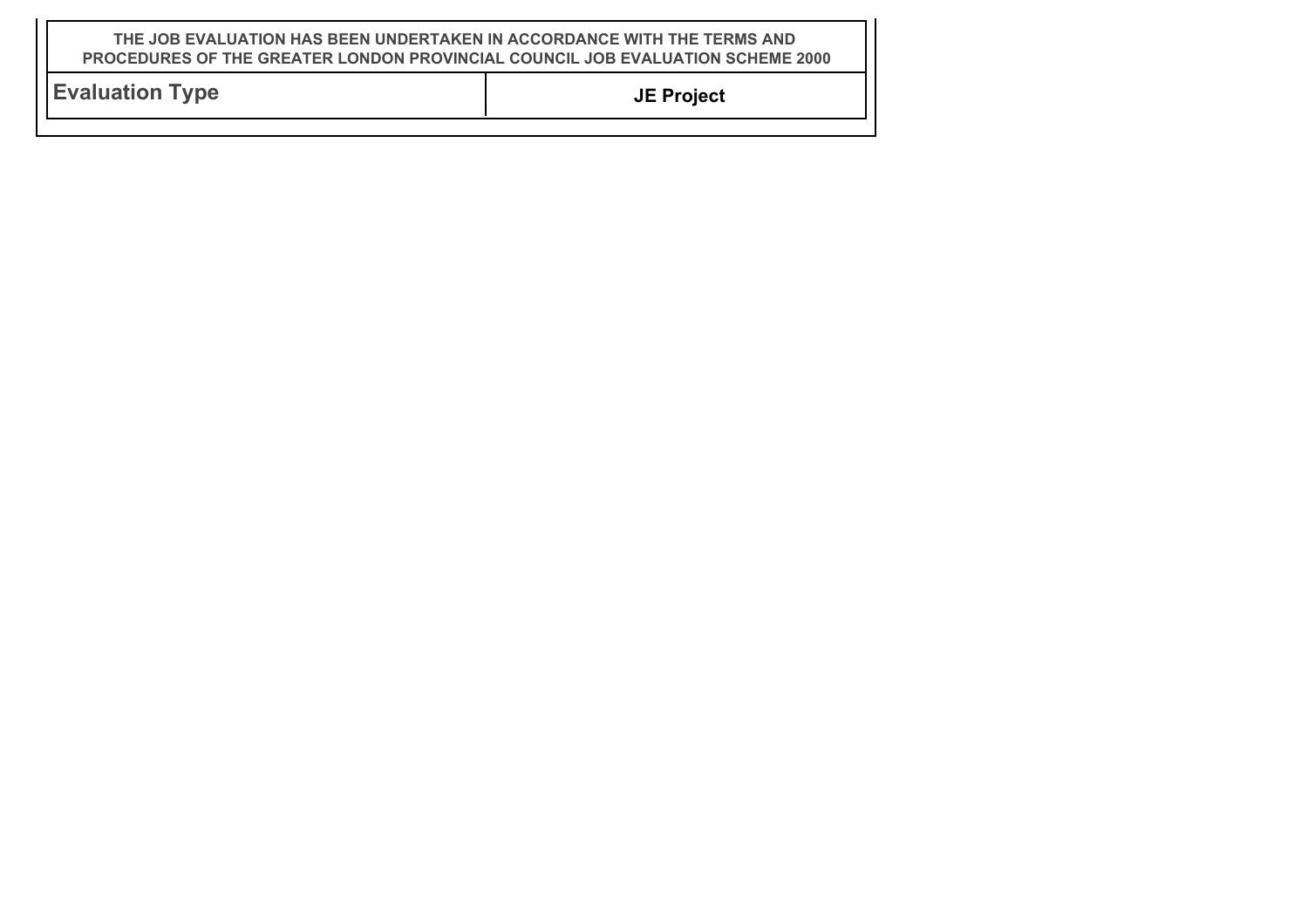| THE JOB EVALUATION HAS BEEN UNDERTAKEN IN ACCORDANCE WITH THE TERMS AND PROCEDURES OF THE GREATER LONDON PROVINCIAL COUNCIL JOB EVALUATION SCHEME 2000 | |
|---|---|
| **Evaluation Type** | **JE Project** |